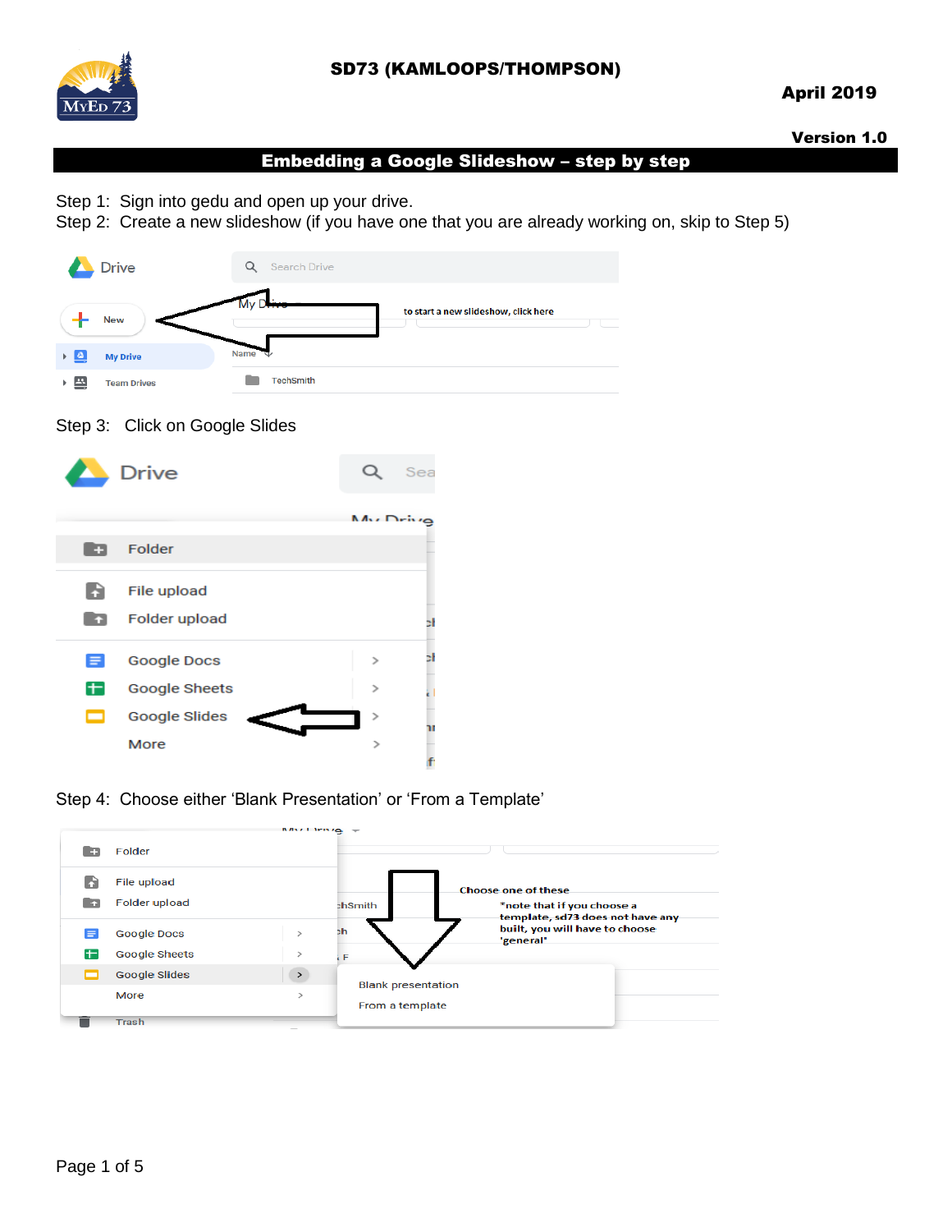# SD73 (KAMLOOPS/THOMPSON)

**April 2019**

**Version 1.0**

## Embedding a Google Slideshow – step by step

Step 1: Sign into gedu and open up your drive.

Step 2: Create a new slideshow (if you have one that you are already working on, skip to Step 5)

Step 3: Click on Google Slides

Step 4: Choose either 'Blank Presentation' or 'From a Template'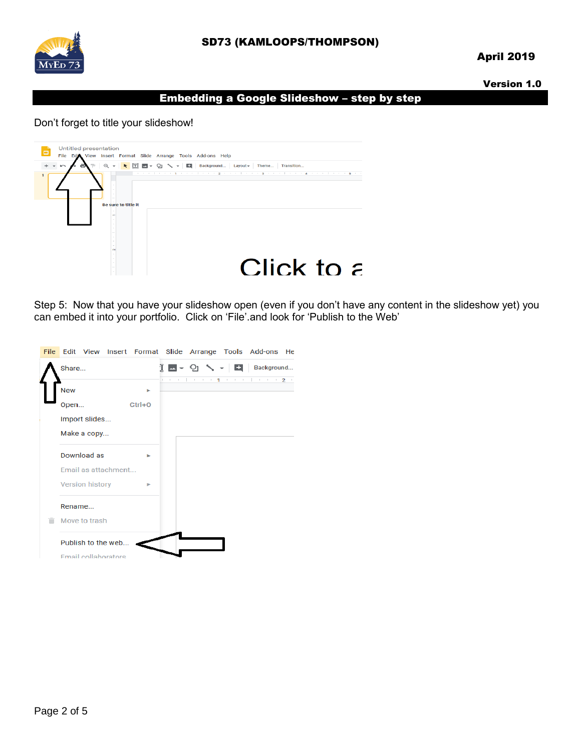## Embedding a Google Slideshow – step by step

Don't forget to title your slideshow!

Step 5: Now that you have your slideshow open (even if you don't have any content in the slideshow yet) you can embed it into your portfolio. Click on 'File'.and look for 'Publish to the Web'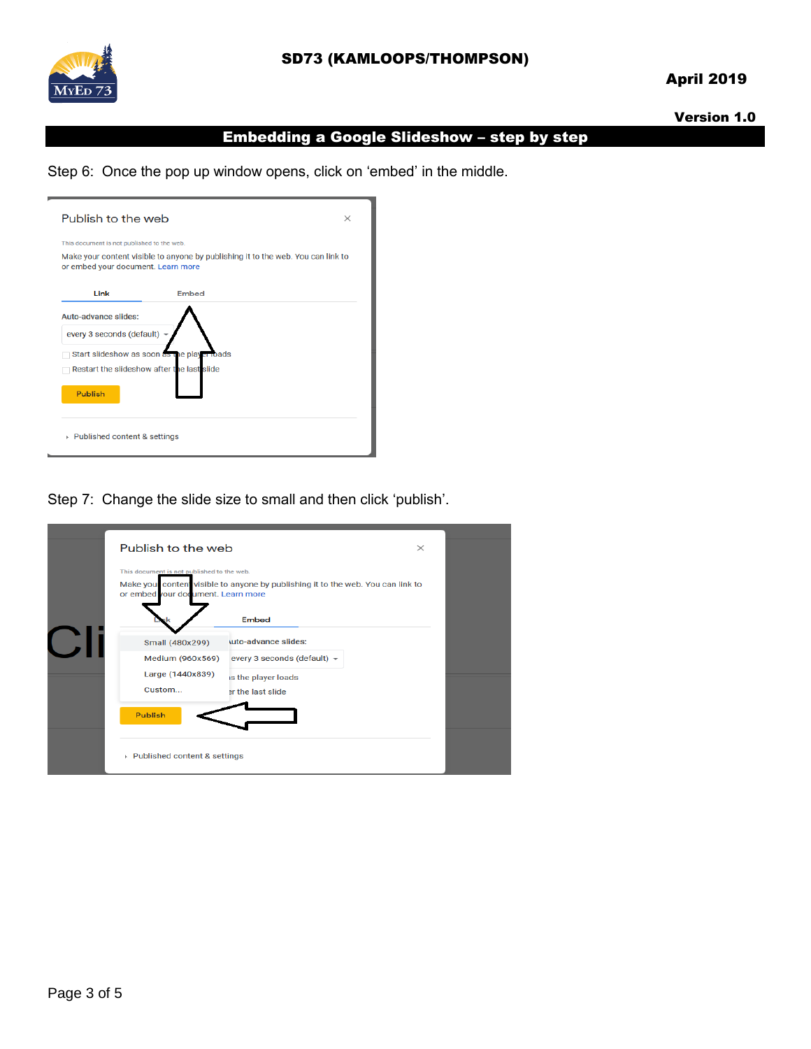## Embedding a Google Slideshow – step by step

Step 6: Once the pop up window opens, click on ‘embed’ in the middle.

Step 7: Change the slide size to small and then click ‘publish’.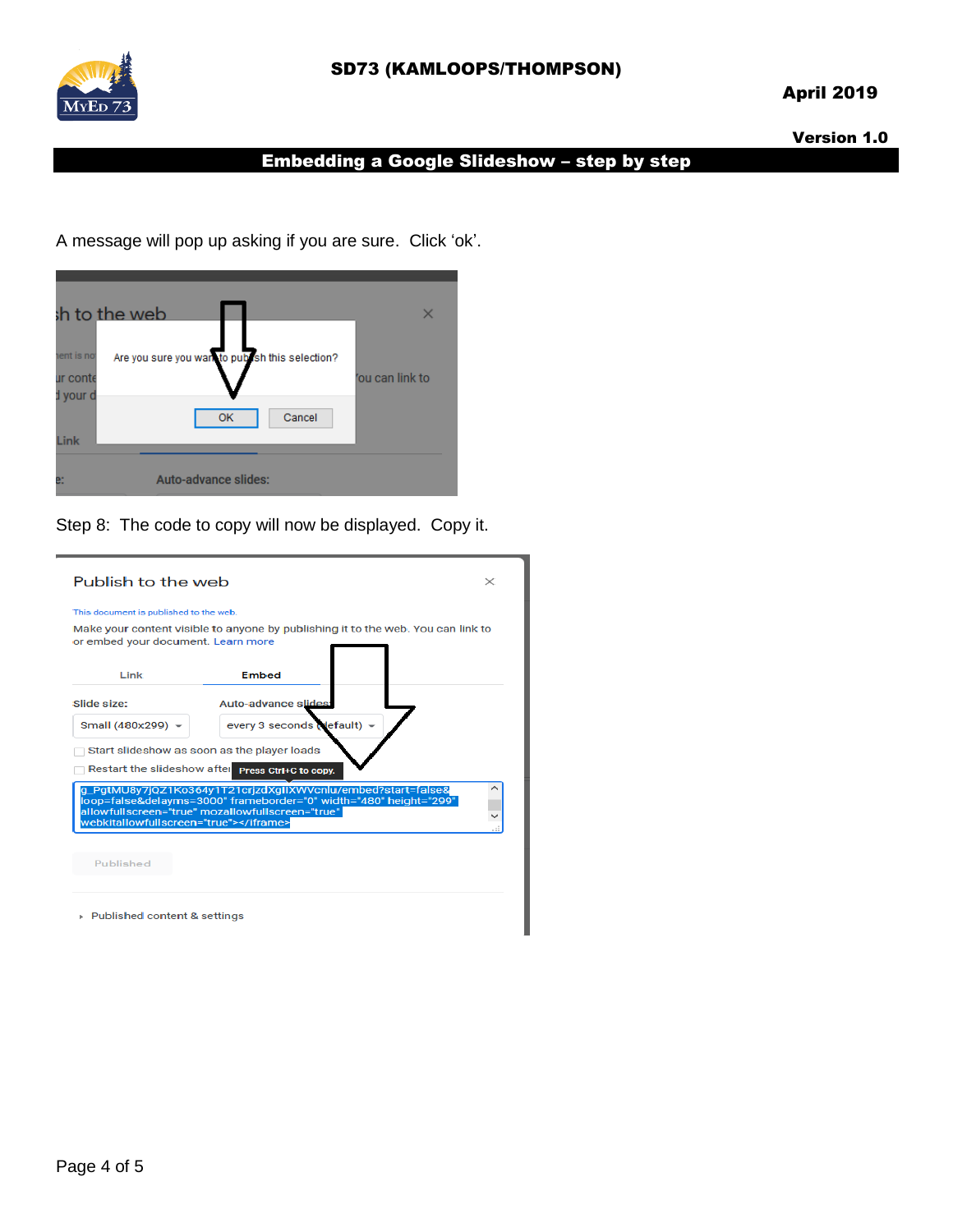A message will pop up asking if you are sure. Click ‘ok’.

Step 8: The code to copy will now be displayed. Copy it.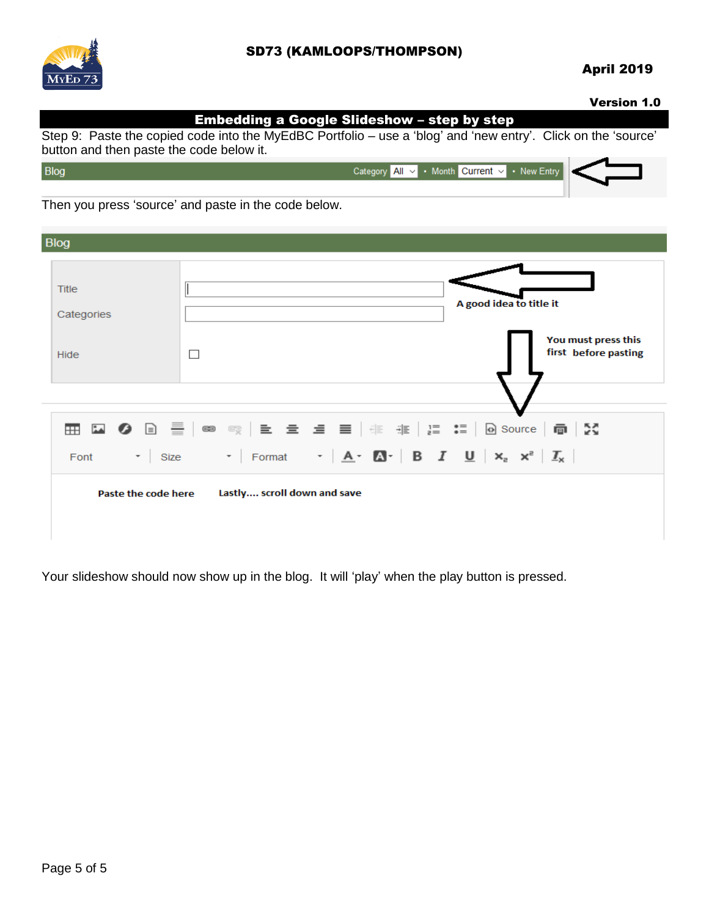## Embedding a Google Slideshow – step by step

Step 9: Paste the copied code into the MyEdBC Portfolio – use a 'blog' and 'new entry'. Click on the 'source' button and then paste the code below it.

Blog — Category All • Month Current • New Entry

Then you press 'source' and paste in the code below.

Blog

Title

Categories

Hide

A good idea to title it

You must press this first before pasting

Source

Font Size Format

Paste the code here

Lastly.... scroll down and save

Your slideshow should now show up in the blog. It will 'play' when the play button is pressed.